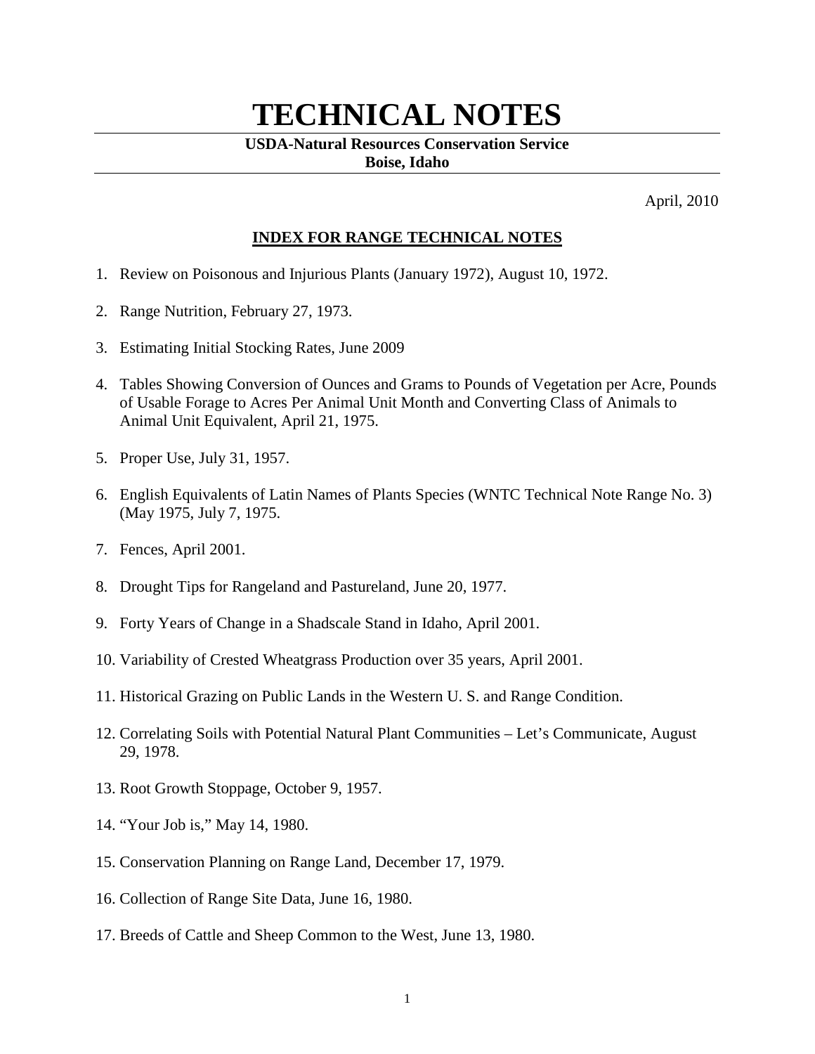# TECHNICAL NOTES

**USDA-Natural Resources Conservation Service**
**Boise, Idaho**

April, 2010

## INDEX FOR RANGE TECHNICAL NOTES

1. Review on Poisonous and Injurious Plants (January 1972), August 10, 1972.

2. Range Nutrition, February 27, 1973.

3. Estimating Initial Stocking Rates, June 2009

4. Tables Showing Conversion of Ounces and Grams to Pounds of Vegetation per Acre, Pounds of Usable Forage to Acres Per Animal Unit Month and Converting Class of Animals to Animal Unit Equivalent, April 21, 1975.

5. Proper Use, July 31, 1957.

6. English Equivalents of Latin Names of Plants Species (WNTC Technical Note Range No. 3) (May 1975, July 7, 1975.

7. Fences, April 2001.

8. Drought Tips for Rangeland and Pastureland, June 20, 1977.

9. Forty Years of Change in a Shadscale Stand in Idaho, April 2001.

10. Variability of Crested Wheatgrass Production over 35 years, April 2001.

11. Historical Grazing on Public Lands in the Western U. S. and Range Condition.

12. Correlating Soils with Potential Natural Plant Communities – Let's Communicate, August 29, 1978.

13. Root Growth Stoppage, October 9, 1957.

14. "Your Job is," May 14, 1980.

15. Conservation Planning on Range Land, December 17, 1979.

16. Collection of Range Site Data, June 16, 1980.

17. Breeds of Cattle and Sheep Common to the West, June 13, 1980.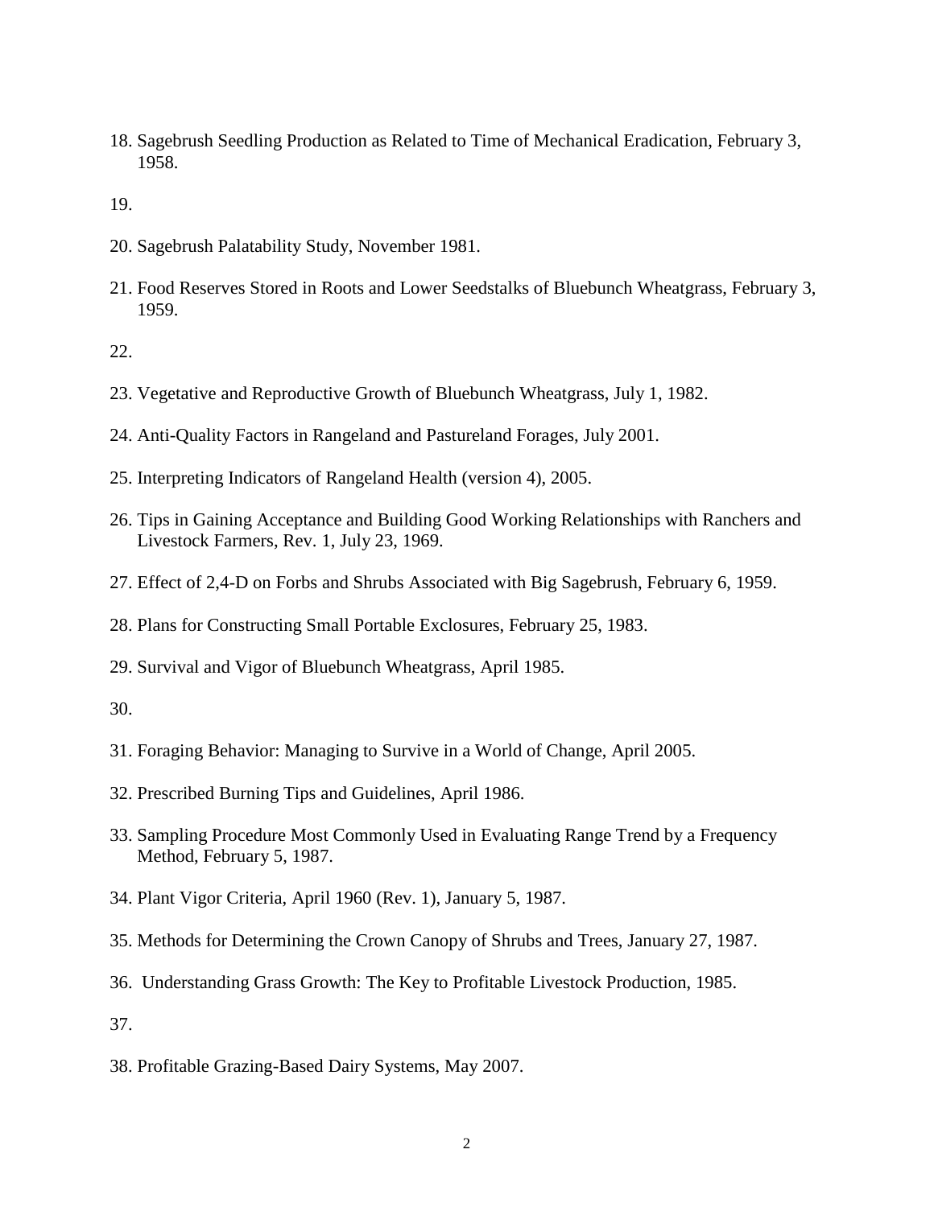18. Sagebrush Seedling Production as Related to Time of Mechanical Eradication, February 3, 1958.

19.

20. Sagebrush Palatability Study, November 1981.

21. Food Reserves Stored in Roots and Lower Seedstalks of Bluebunch Wheatgrass, February 3, 1959.

22.

23. Vegetative and Reproductive Growth of Bluebunch Wheatgrass, July 1, 1982.

24. Anti-Quality Factors in Rangeland and Pastureland Forages, July 2001.

25. Interpreting Indicators of Rangeland Health (version 4), 2005.

26. Tips in Gaining Acceptance and Building Good Working Relationships with Ranchers and Livestock Farmers, Rev. 1, July 23, 1969.

27. Effect of 2,4-D on Forbs and Shrubs Associated with Big Sagebrush, February 6, 1959.

28. Plans for Constructing Small Portable Exclosures, February 25, 1983.

29. Survival and Vigor of Bluebunch Wheatgrass, April 1985.

30.

31. Foraging Behavior: Managing to Survive in a World of Change, April 2005.

32. Prescribed Burning Tips and Guidelines, April 1986.

33. Sampling Procedure Most Commonly Used in Evaluating Range Trend by a Frequency Method, February 5, 1987.

34. Plant Vigor Criteria, April 1960 (Rev. 1), January 5, 1987.

35. Methods for Determining the Crown Canopy of Shrubs and Trees, January 27, 1987.

36. Understanding Grass Growth: The Key to Profitable Livestock Production, 1985.

37.

38. Profitable Grazing-Based Dairy Systems, May 2007.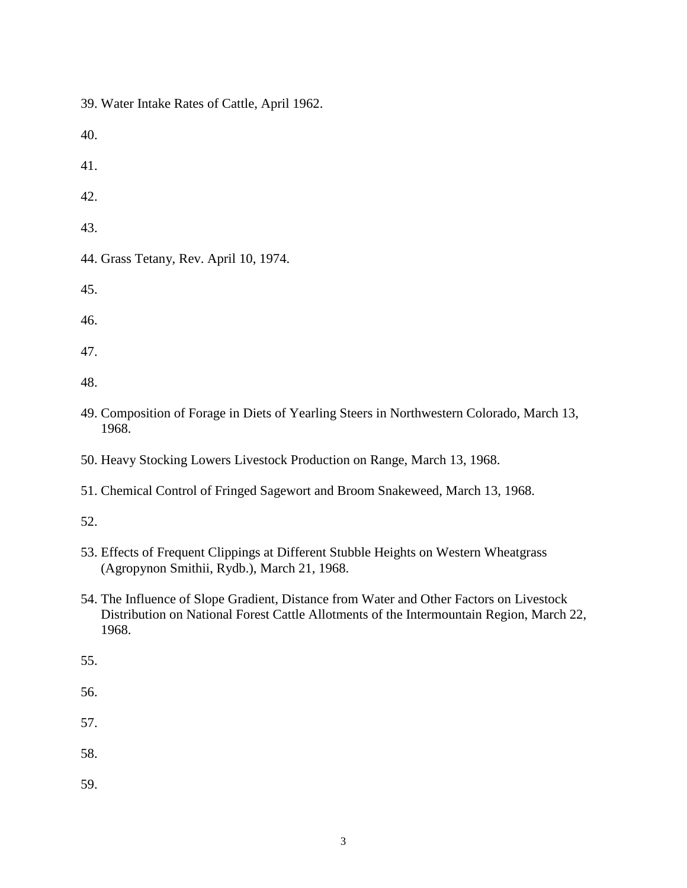39. Water Intake Rates of Cattle, April 1962.

40.

41.

42.

43.

44. Grass Tetany, Rev. April 10, 1974.

45.

46.

47.

48.

49. Composition of Forage in Diets of Yearling Steers in Northwestern Colorado, March 13, 1968.

50. Heavy Stocking Lowers Livestock Production on Range, March 13, 1968.

51. Chemical Control of Fringed Sagewort and Broom Snakeweed, March 13, 1968.

52.

53. Effects of Frequent Clippings at Different Stubble Heights on Western Wheatgrass (Agropynon Smithii, Rydb.), March 21, 1968.

54. The Influence of Slope Gradient, Distance from Water and Other Factors on Livestock Distribution on National Forest Cattle Allotments of the Intermountain Region, March 22, 1968.

55.

56.

57.

58.

59.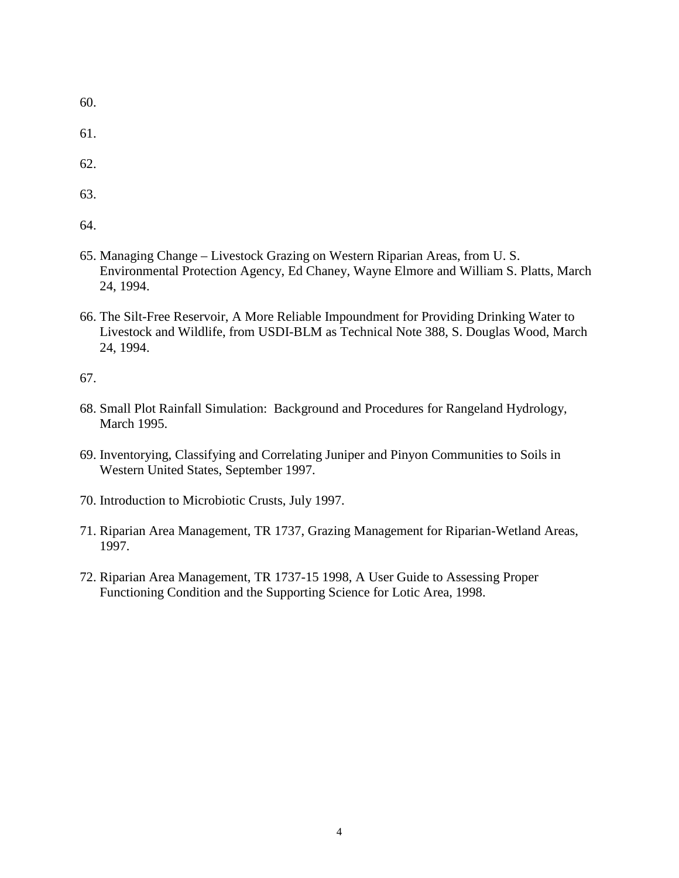60.

61.

62.

63.

64.

65. Managing Change – Livestock Grazing on Western Riparian Areas, from U. S. Environmental Protection Agency, Ed Chaney, Wayne Elmore and William S. Platts, March 24, 1994.

66. The Silt-Free Reservoir, A More Reliable Impoundment for Providing Drinking Water to Livestock and Wildlife, from USDI-BLM as Technical Note 388, S. Douglas Wood, March 24, 1994.

67.

68. Small Plot Rainfall Simulation: Background and Procedures for Rangeland Hydrology, March 1995.

69. Inventorying, Classifying and Correlating Juniper and Pinyon Communities to Soils in Western United States, September 1997.

70. Introduction to Microbiotic Crusts, July 1997.

71. Riparian Area Management, TR 1737, Grazing Management for Riparian-Wetland Areas, 1997.

72. Riparian Area Management, TR 1737-15 1998, A User Guide to Assessing Proper Functioning Condition and the Supporting Science for Lotic Area, 1998.